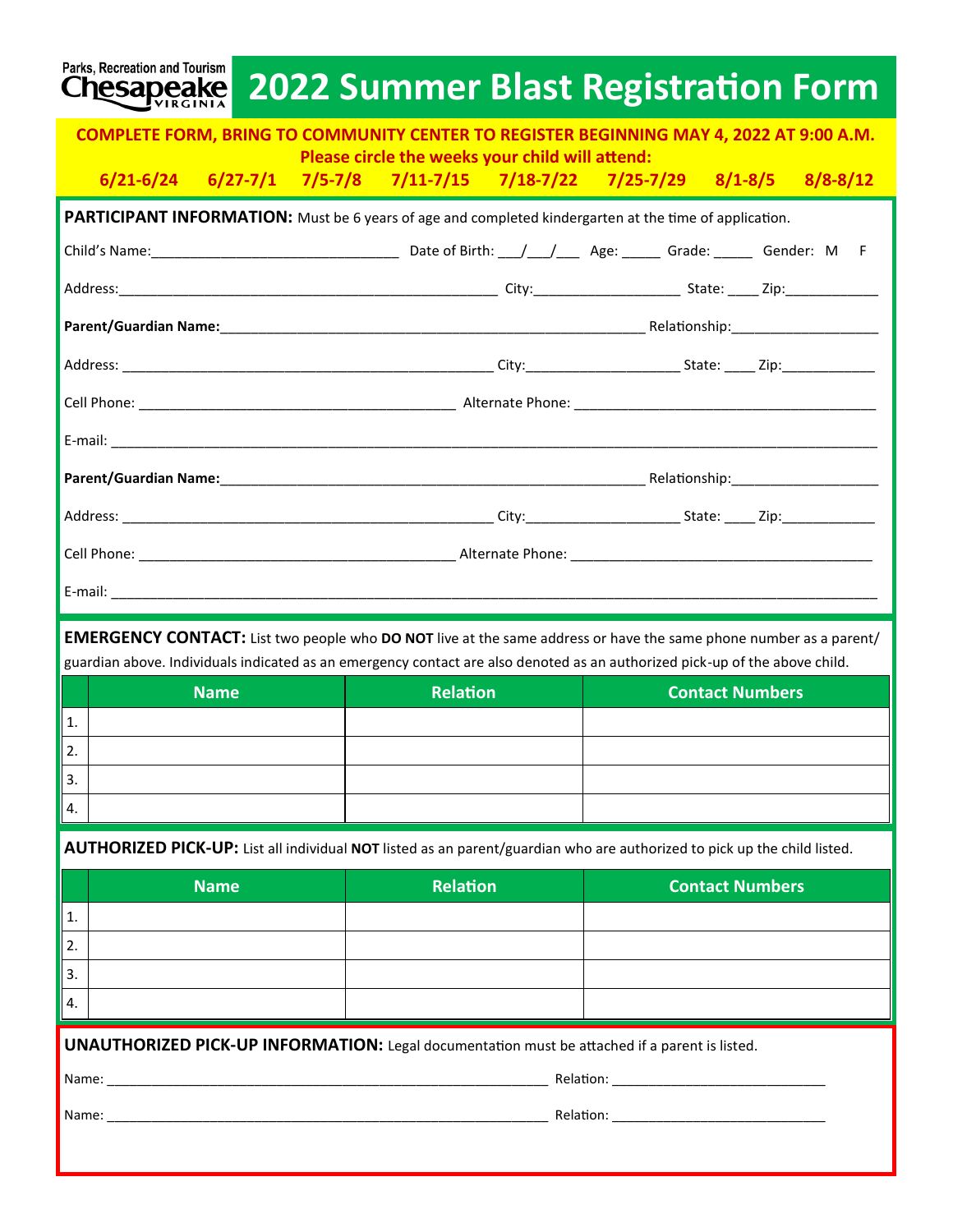Parks, Recreation and Tourism Chesapeake VIRGINIA

# 2022 Summer Blast Registration Form

**COMPLETE FORM, BRING TO COMMUNITY CENTER TO REGISTER BEGINNING MAY 4, 2022 AT 9:00 A.M.**

**Please circle the weeks your child will attend:**

**6/21-6/24 6/27-7/1 7/5-7/8 7/11-7/15 7/18-7/22 7/25-7/29 8/1-8/5 8/8-8/12**

**PARTICIPANT INFORMATION:** Must be 6 years of age and completed kindergarten at the time of application.

Child's Name:_______________________________ Date of Birth: ___/___/___ Age: _____ Grade: _____ Gender: M F

Address:__________________________________________________ City:__________________ State: ____ Zip:____________

**Parent/Guardian Name:**_______________________________________________________ Relationship:___________________

Address: _________________________________________________ City:___________________ State: ____ Zip:____________

Cell Phone: ________________________________________ Alternate Phone: ______________________________________

E-mail: ____________________________________________________________________________________________

**Parent/Guardian Name:**_______________________________________________________ Relationship:___________________

Address: _________________________________________________ City:___________________ State: ____ Zip:____________

Cell Phone: ________________________________________ Alternate Phone: ______________________________________

E-mail: ____________________________________________________________________________________________

**EMERGENCY CONTACT:** List two people who **DO NOT** live at the same address or have the same phone number as a parent/guardian above. Individuals indicated as an emergency contact are also denoted as an authorized pick-up of the above child.

| | Name | Relation | Contact Numbers |
|---|---|---|---|
| 1. | | | |
| 2. | | | |
| 3. | | | |
| 4. | | | |

**AUTHORIZED PICK-UP:** List all individual **NOT** listed as an parent/guardian who are authorized to pick up the child listed.

| | Name | Relation | Contact Numbers |
|---|---|---|---|
| 1. | | | |
| 2. | | | |
| 3. | | | |
| 4. | | | |

**UNAUTHORIZED PICK-UP INFORMATION:** Legal documentation must be attached if a parent is listed.

Name: ___________________________________________________________ Relation: _____________________________

Name: ___________________________________________________________ Relation: _____________________________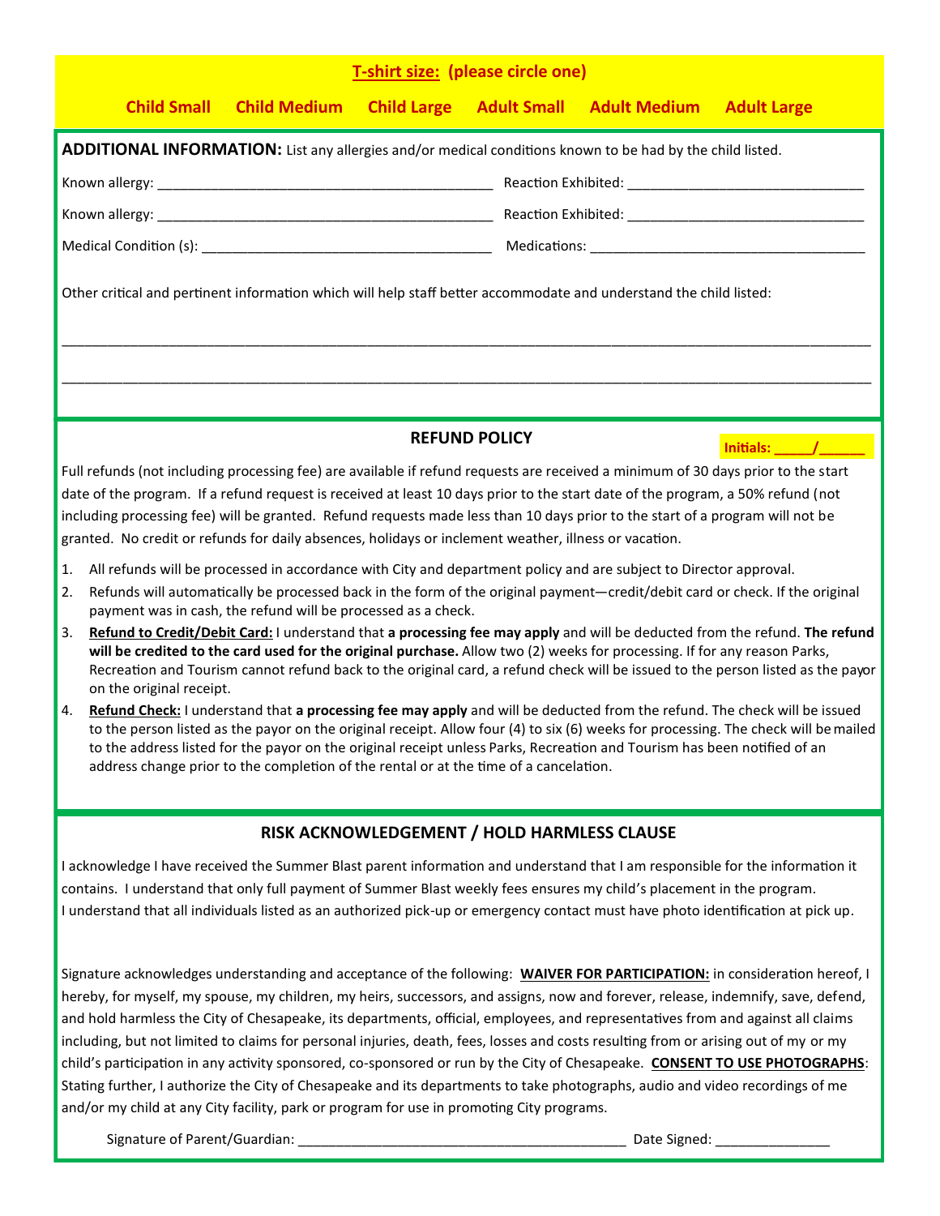**T-shirt size: (please circle one)**

**Child Small  Child Medium  Child Large  Adult Small  Adult Medium  Adult Large**

**ADDITIONAL INFORMATION:** List any allergies and/or medical conditions known to be had by the child listed.

Known allergy: ____________________________________________ Reaction Exhibited: ______________________________

Known allergy: ____________________________________________ Reaction Exhibited: ______________________________

Medical Condition (s): ______________________________________ Medications: ____________________________________

Other critical and pertinent information which will help staff better accommodate and understand the child listed:

_____________________________________________________________________________________________________________

_____________________________________________________________________________________________________________

## REFUND POLICY

**Initials: _____/______**

Full refunds (not including processing fee) are available if refund requests are received a minimum of 30 days prior to the start date of the program. If a refund request is received at least 10 days prior to the start date of the program, a 50% refund (not including processing fee) will be granted. Refund requests made less than 10 days prior to the start of a program will not be granted. No credit or refunds for daily absences, holidays or inclement weather, illness or vacation.

1. All refunds will be processed in accordance with City and department policy and are subject to Director approval.
2. Refunds will automatically be processed back in the form of the original payment—credit/debit card or check. If the original payment was in cash, the refund will be processed as a check.
3. **Refund to Credit/Debit Card:** I understand that **a processing fee may apply** and will be deducted from the refund. **The refund will be credited to the card used for the original purchase.** Allow two (2) weeks for processing. If for any reason Parks, Recreation and Tourism cannot refund back to the original card, a refund check will be issued to the person listed as the payor on the original receipt.
4. **Refund Check:** I understand that **a processing fee may apply** and will be deducted from the refund. The check will be issued to the person listed as the payor on the original receipt. Allow four (4) to six (6) weeks for processing. The check will be mailed to the address listed for the payor on the original receipt unless Parks, Recreation and Tourism has been notified of an address change prior to the completion of the rental or at the time of a cancelation.

## RISK ACKNOWLEDGEMENT / HOLD HARMLESS CLAUSE

I acknowledge I have received the Summer Blast parent information and understand that I am responsible for the information it contains. I understand that only full payment of Summer Blast weekly fees ensures my child's placement in the program. I understand that all individuals listed as an authorized pick-up or emergency contact must have photo identification at pick up.

Signature acknowledges understanding and acceptance of the following: **WAIVER FOR PARTICIPATION:** in consideration hereof, I hereby, for myself, my spouse, my children, my heirs, successors, and assigns, now and forever, release, indemnify, save, defend, and hold harmless the City of Chesapeake, its departments, official, employees, and representatives from and against all claims including, but not limited to claims for personal injuries, death, fees, losses and costs resulting from or arising out of my or my child's participation in any activity sponsored, co-sponsored or run by the City of Chesapeake. **CONSENT TO USE PHOTOGRAPHS**: Stating further, I authorize the City of Chesapeake and its departments to take photographs, audio and video recordings of me and/or my child at any City facility, park or program for use in promoting City programs.

Signature of Parent/Guardian: ____________________________________________ Date Signed: _______________